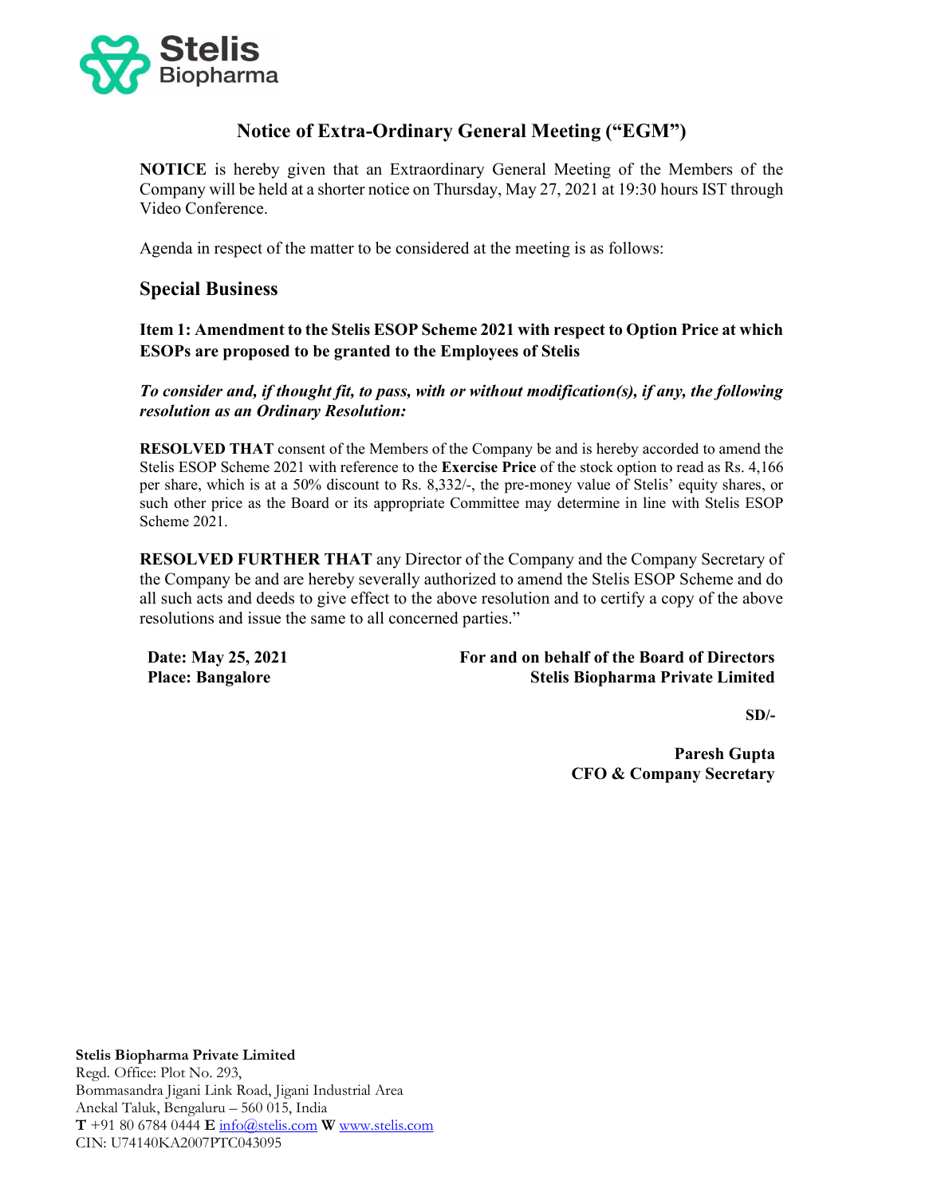# Notice of Extra-Ordinary General Meeting ("EGM")

**NOTICE** is hereby given that an Extraordinary General Meeting of the Members of the Company will be held at a shorter notice on Thursday, May 27, 2021 at 19:30 hours IST through Video Conference.

Agenda in respect of the matter to be considered at the meeting is as follows:

## Special Business

**Item 1: Amendment to the Stelis ESOP Scheme 2021 with respect to Option Price at which ESOPs are proposed to be granted to the Employees of Stelis**

***To consider and, if thought fit, to pass, with or without modification(s), if any, the following resolution as an Ordinary Resolution:***

**RESOLVED THAT** consent of the Members of the Company be and is hereby accorded to amend the Stelis ESOP Scheme 2021 with reference to the **Exercise Price** of the stock option to read as Rs. 4,166 per share, which is at a 50% discount to Rs. 8,332/-, the pre-money value of Stelis' equity shares, or such other price as the Board or its appropriate Committee may determine in line with Stelis ESOP Scheme 2021.

**RESOLVED FURTHER THAT** any Director of the Company and the Company Secretary of the Company be and are hereby severally authorized to amend the Stelis ESOP Scheme and do all such acts and deeds to give effect to the above resolution and to certify a copy of the above resolutions and issue the same to all concerned parties."

**Date: May 25, 2021**
**Place: Bangalore**

**For and on behalf of the Board of Directors**
**Stelis Biopharma Private Limited**

**SD/-**

**Paresh Gupta**
**CFO & Company Secretary**

**Stelis Biopharma Private Limited**
Regd. Office: Plot No. 293,
Bommasandra Jigani Link Road, Jigani Industrial Area
Anekal Taluk, Bengaluru – 560 015, India
**T** +91 80 6784 0444 **E** info@stelis.com **W** www.stelis.com
CIN: U74140KA2007PTC043095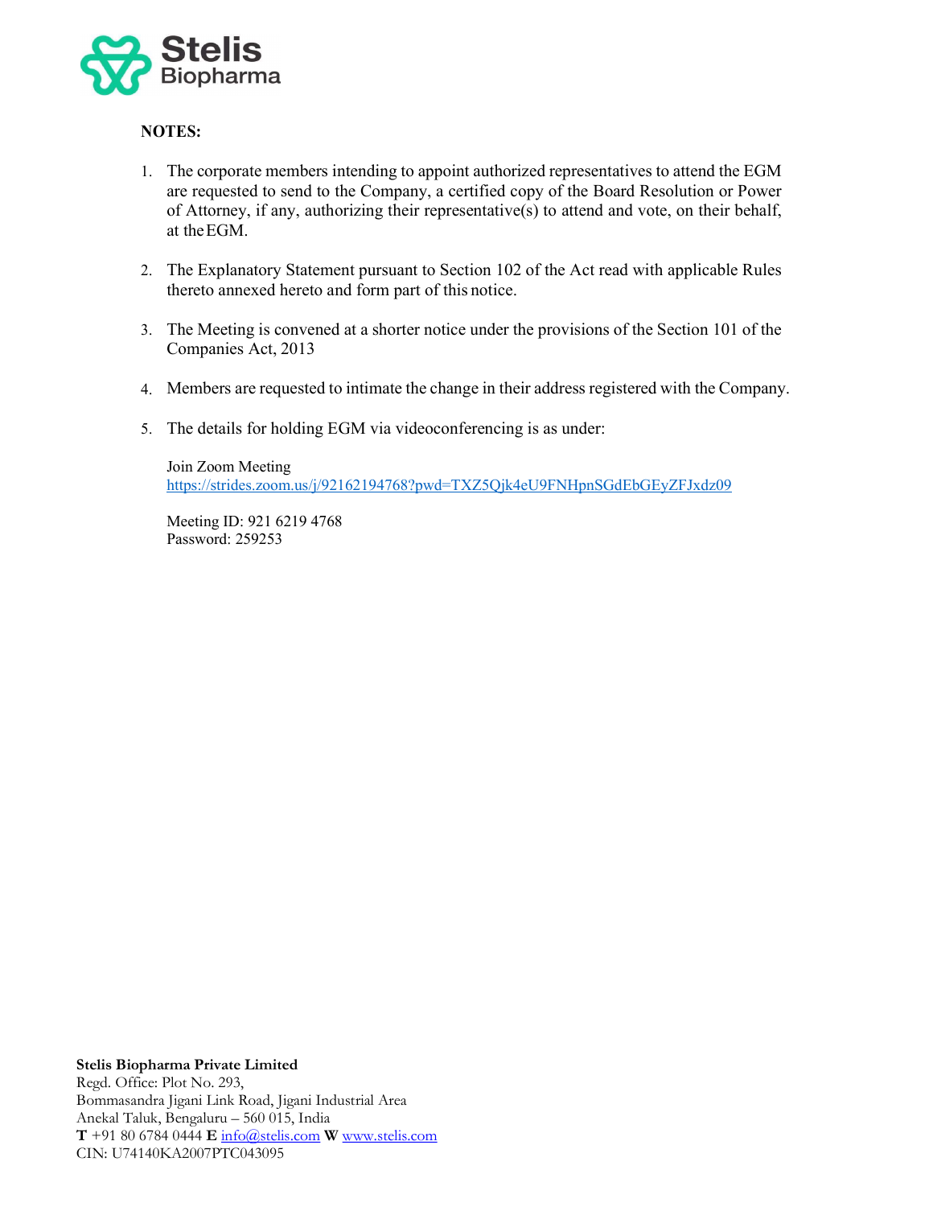**NOTES:**

1. The corporate members intending to appoint authorized representatives to attend the EGM are requested to send to the Company, a certified copy of the Board Resolution or Power of Attorney, if any, authorizing their representative(s) to attend and vote, on their behalf, at the EGM.

2. The Explanatory Statement pursuant to Section 102 of the Act read with applicable Rules thereto annexed hereto and form part of this notice.

3. The Meeting is convened at a shorter notice under the provisions of the Section 101 of the Companies Act, 2013

4. Members are requested to intimate the change in their address registered with the Company.

5. The details for holding EGM via videoconferencing is as under:

   Join Zoom Meeting
   https://strides.zoom.us/j/92162194768?pwd=TXZ5Qjk4eU9FNHpnSGdEbGEyZFJxdz09

   Meeting ID: 921 6219 4768
   Password: 259253

**Stelis Biopharma Private Limited**
Regd. Office: Plot No. 293,
Bommasandra Jigani Link Road, Jigani Industrial Area
Anekal Taluk, Bengaluru – 560 015, India
**T** +91 80 6784 0444 **E** info@stelis.com **W** www.stelis.com
CIN: U74140KA2007PTC043095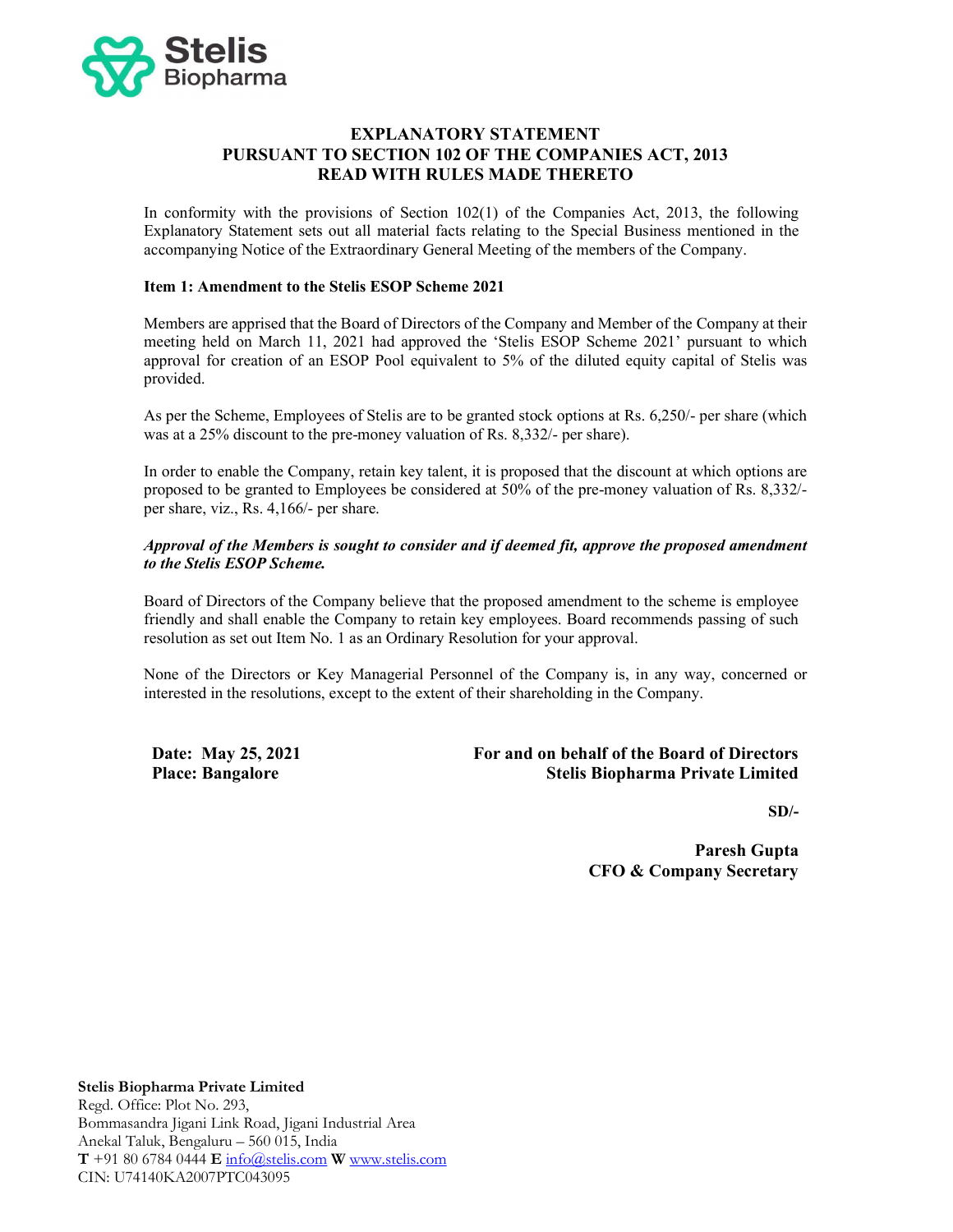Stelis Biopharma

# EXPLANATORY STATEMENT
# PURSUANT TO SECTION 102 OF THE COMPANIES ACT, 2013
# READ WITH RULES MADE THERETO

In conformity with the provisions of Section 102(1) of the Companies Act, 2013, the following Explanatory Statement sets out all material facts relating to the Special Business mentioned in the accompanying Notice of the Extraordinary General Meeting of the members of the Company.

**Item 1: Amendment to the Stelis ESOP Scheme 2021**

Members are apprised that the Board of Directors of the Company and Member of the Company at their meeting held on March 11, 2021 had approved the 'Stelis ESOP Scheme 2021' pursuant to which approval for creation of an ESOP Pool equivalent to 5% of the diluted equity capital of Stelis was provided.

As per the Scheme, Employees of Stelis are to be granted stock options at Rs. 6,250/- per share (which was at a 25% discount to the pre-money valuation of Rs. 8,332/- per share).

In order to enable the Company, retain key talent, it is proposed that the discount at which options are proposed to be granted to Employees be considered at 50% of the pre-money valuation of Rs. 8,332/- per share, viz., Rs. 4,166/- per share.

***Approval of the Members is sought to consider and if deemed fit, approve the proposed amendment to the Stelis ESOP Scheme.***

Board of Directors of the Company believe that the proposed amendment to the scheme is employee friendly and shall enable the Company to retain key employees. Board recommends passing of such resolution as set out Item No. 1 as an Ordinary Resolution for your approval.

None of the Directors or Key Managerial Personnel of the Company is, in any way, concerned or interested in the resolutions, except to the extent of their shareholding in the Company.

**Date: May 25, 2021**
**Place: Bangalore**

**For and on behalf of the Board of Directors**
**Stelis Biopharma Private Limited**

**SD/-**

**Paresh Gupta**
**CFO & Company Secretary**

**Stelis Biopharma Private Limited**
Regd. Office: Plot No. 293,
Bommasandra Jigani Link Road, Jigani Industrial Area
Anekal Taluk, Bengaluru – 560 015, India
**T** +91 80 6784 0444 **E** info@stelis.com **W** www.stelis.com
CIN: U74140KA2007PTC043095